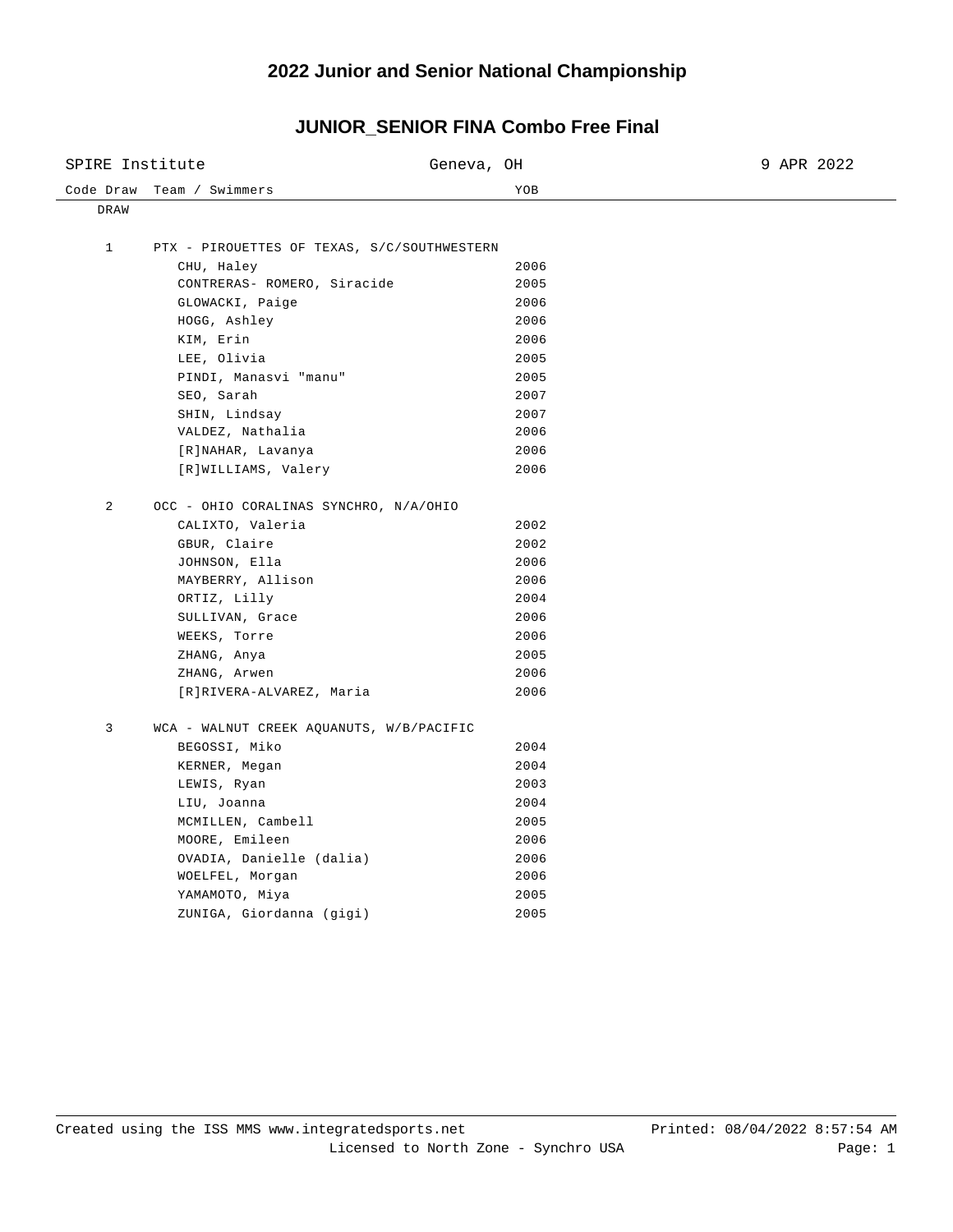# 2022 Junior and Senior National Championship

## JUNIOR_SENIOR FINA Combo Free Final

SPIRE Institute | Geneva, OH | 9 APR 2022

| Code Draw | Team / Swimmers | YOB |
|---|---|---|
| DRAW | | |
| 1 | PTX - PIROUETTES OF TEXAS, S/C/SOUTHWESTERN | |
| | CHU, Haley | 2006 |
| | CONTRERAS- ROMERO, Siracide | 2005 |
| | GLOWACKI, Paige | 2006 |
| | HOGG, Ashley | 2006 |
| | KIM, Erin | 2006 |
| | LEE, Olivia | 2005 |
| | PINDI, Manasvi "manu" | 2005 |
| | SEO, Sarah | 2007 |
| | SHIN, Lindsay | 2007 |
| | VALDEZ, Nathalia | 2006 |
| | [R]NAHAR, Lavanya | 2006 |
| | [R]WILLIAMS, Valery | 2006 |
| 2 | OCC - OHIO CORALINAS SYNCHRO, N/A/OHIO | |
| | CALIXTO, Valeria | 2002 |
| | GBUR, Claire | 2002 |
| | JOHNSON, Ella | 2006 |
| | MAYBERRY, Allison | 2006 |
| | ORTIZ, Lilly | 2004 |
| | SULLIVAN, Grace | 2006 |
| | WEEKS, Torre | 2006 |
| | ZHANG, Anya | 2005 |
| | ZHANG, Arwen | 2006 |
| | [R]RIVERA-ALVAREZ, Maria | 2006 |
| 3 | WCA - WALNUT CREEK AQUANUTS, W/B/PACIFIC | |
| | BEGOSSI, Miko | 2004 |
| | KERNER, Megan | 2004 |
| | LEWIS, Ryan | 2003 |
| | LIU, Joanna | 2004 |
| | MCMILLEN, Cambell | 2005 |
| | MOORE, Emileen | 2006 |
| | OVADIA, Danielle (dalia) | 2006 |
| | WOELFEL, Morgan | 2006 |
| | YAMAMOTO, Miya | 2005 |
| | ZUNIGA, Giordanna (gigi) | 2005 |

Created using the ISS MMS www.integratedsports.net Printed: 08/04/2022 8:57:54 AM
Licensed to North Zone - Synchro USA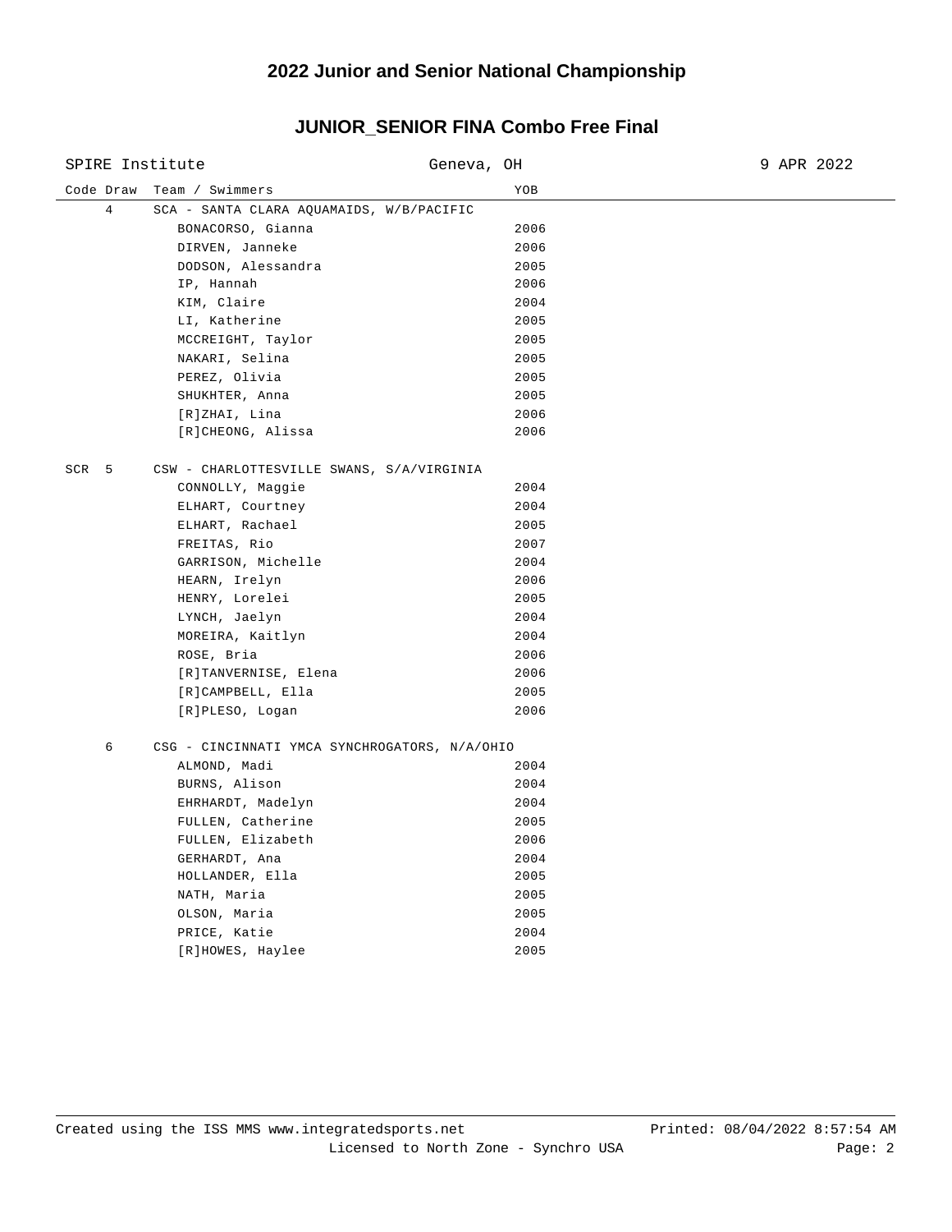# 2022 Junior and Senior National Championship

## JUNIOR_SENIOR FINA Combo Free Final

SPIRE Institute — Geneva, OH — 9 APR 2022

| Code | Draw | Team / Swimmers | YOB |
|---|---|---|---|
| | 4 | SCA - SANTA CLARA AQUAMAIDS, W/B/PACIFIC | |
| | | BONACORSO, Gianna | 2006 |
| | | DIRVEN, Janneke | 2006 |
| | | DODSON, Alessandra | 2005 |
| | | IP, Hannah | 2006 |
| | | KIM, Claire | 2004 |
| | | LI, Katherine | 2005 |
| | | MCCREIGHT, Taylor | 2005 |
| | | NAKARI, Selina | 2005 |
| | | PEREZ, Olivia | 2005 |
| | | SHUKHTER, Anna | 2005 |
| | | [R]ZHAI, Lina | 2006 |
| | | [R]CHEONG, Alissa | 2006 |
| SCR | 5 | CSW - CHARLOTTESVILLE SWANS, S/A/VIRGINIA | |
| | | CONNOLLY, Maggie | 2004 |
| | | ELHART, Courtney | 2004 |
| | | ELHART, Rachael | 2005 |
| | | FREITAS, Rio | 2007 |
| | | GARRISON, Michelle | 2004 |
| | | HEARN, Irelyn | 2006 |
| | | HENRY, Lorelei | 2005 |
| | | LYNCH, Jaelyn | 2004 |
| | | MOREIRA, Kaitlyn | 2004 |
| | | ROSE, Bria | 2006 |
| | | [R]TANVERNISE, Elena | 2006 |
| | | [R]CAMPBELL, Ella | 2005 |
| | | [R]PLESO, Logan | 2006 |
| | 6 | CSG - CINCINNATI YMCA SYNCHROGATORS, N/A/OHIO | |
| | | ALMOND, Madi | 2004 |
| | | BURNS, Alison | 2004 |
| | | EHRHARDT, Madelyn | 2004 |
| | | FULLEN, Catherine | 2005 |
| | | FULLEN, Elizabeth | 2006 |
| | | GERHARDT, Ana | 2004 |
| | | HOLLANDER, Ella | 2005 |
| | | NATH, Maria | 2005 |
| | | OLSON, Maria | 2005 |
| | | PRICE, Katie | 2004 |
| | | [R]HOWES, Haylee | 2005 |